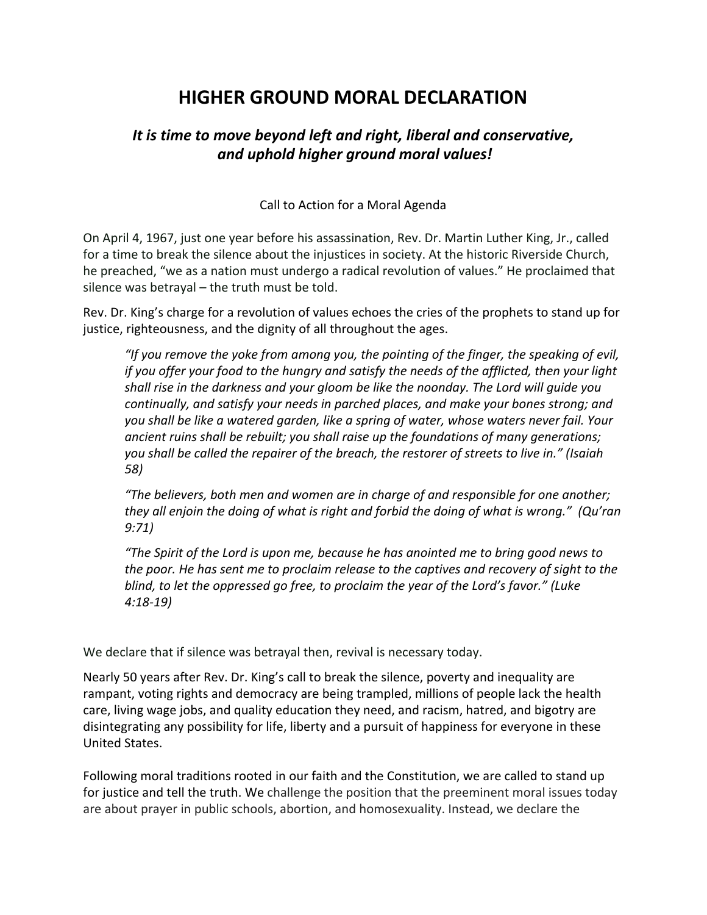# HIGHER GROUND MORAL DECLARATION

### *It is time to move beyond left and right, liberal and conservative, and uphold higher ground moral values!*

Call to Action for a Moral Agenda

On April 4, 1967, just one year before his assassination, Rev. Dr. Martin Luther King, Jr., called for a time to break the silence about the injustices in society. At the historic Riverside Church, he preached, "we as a nation must undergo a radical revolution of values." He proclaimed that silence was betrayal – the truth must be told.

Rev. Dr. King's charge for a revolution of values echoes the cries of the prophets to stand up for justice, righteousness, and the dignity of all throughout the ages.

> *"If you remove the yoke from among you, the pointing of the finger, the speaking of evil, if you offer your food to the hungry and satisfy the needs of the afflicted, then your light shall rise in the darkness and your gloom be like the noonday. The Lord will guide you continually, and satisfy your needs in parched places, and make your bones strong; and you shall be like a watered garden, like a spring of water, whose waters never fail. Your ancient ruins shall be rebuilt; you shall raise up the foundations of many generations; you shall be called the repairer of the breach, the restorer of streets to live in." (Isaiah 58)*
>
> *"The believers, both men and women are in charge of and responsible for one another; they all enjoin the doing of what is right and forbid the doing of what is wrong." (Qu'ran 9:71)*
>
> *"The Spirit of the Lord is upon me, because he has anointed me to bring good news to the poor. He has sent me to proclaim release to the captives and recovery of sight to the blind, to let the oppressed go free, to proclaim the year of the Lord's favor." (Luke 4:18-19)*

We declare that if silence was betrayal then, revival is necessary today.

Nearly 50 years after Rev. Dr. King's call to break the silence, poverty and inequality are rampant, voting rights and democracy are being trampled, millions of people lack the health care, living wage jobs, and quality education they need, and racism, hatred, and bigotry are disintegrating any possibility for life, liberty and a pursuit of happiness for everyone in these United States.

Following moral traditions rooted in our faith and the Constitution, we are called to stand up for justice and tell the truth. We challenge the position that the preeminent moral issues today are about prayer in public schools, abortion, and homosexuality. Instead, we declare the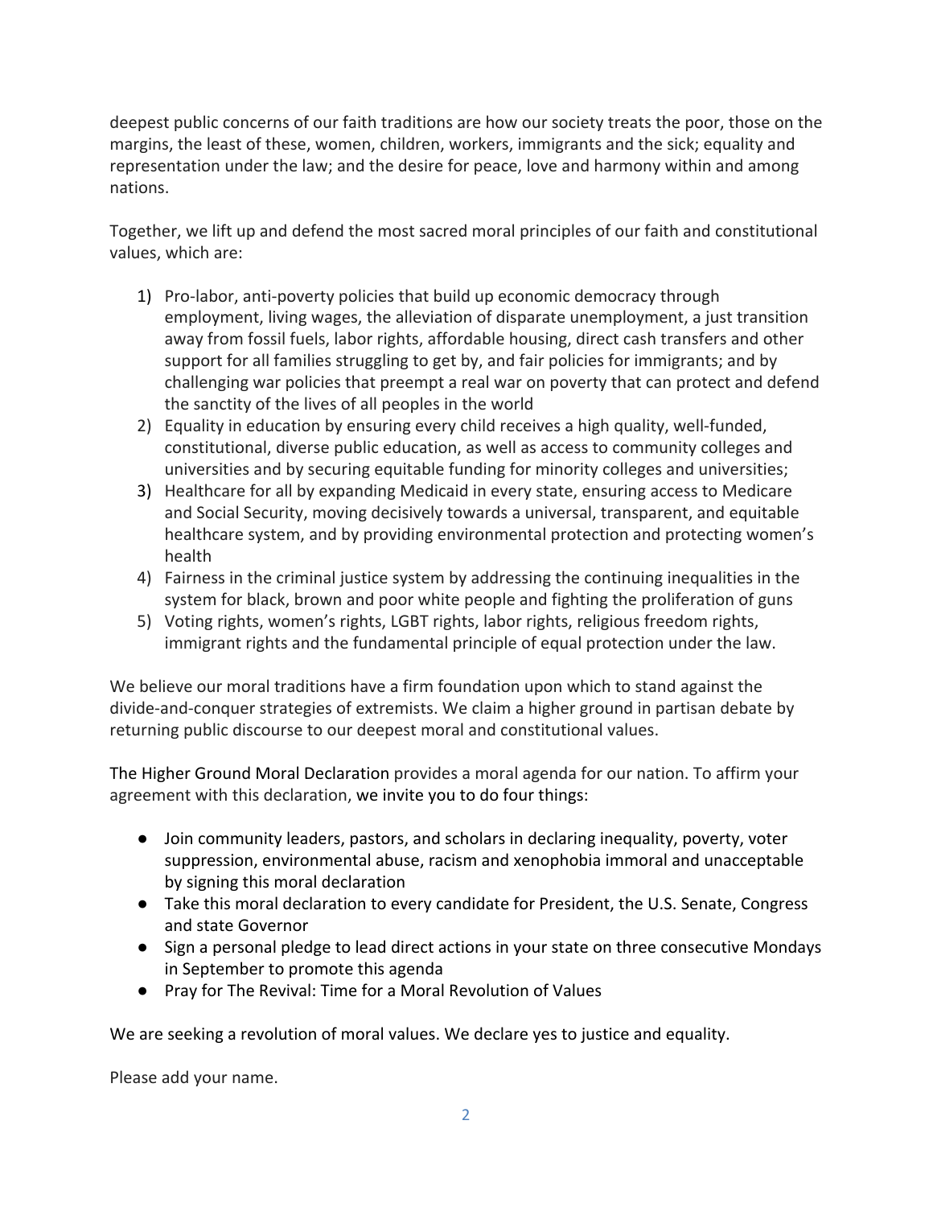deepest public concerns of our faith traditions are how our society treats the poor, those on the margins, the least of these, women, children, workers, immigrants and the sick; equality and representation under the law; and the desire for peace, love and harmony within and among nations.

Together, we lift up and defend the most sacred moral principles of our faith and constitutional values, which are:

1) Pro-labor, anti-poverty policies that build up economic democracy through employment, living wages, the alleviation of disparate unemployment, a just transition away from fossil fuels, labor rights, affordable housing, direct cash transfers and other support for all families struggling to get by, and fair policies for immigrants; and by challenging war policies that preempt a real war on poverty that can protect and defend the sanctity of the lives of all peoples in the world
2) Equality in education by ensuring every child receives a high quality, well-funded, constitutional, diverse public education, as well as access to community colleges and universities and by securing equitable funding for minority colleges and universities;
3) Healthcare for all by expanding Medicaid in every state, ensuring access to Medicare and Social Security, moving decisively towards a universal, transparent, and equitable healthcare system, and by providing environmental protection and protecting women's health
4) Fairness in the criminal justice system by addressing the continuing inequalities in the system for black, brown and poor white people and fighting the proliferation of guns
5) Voting rights, women's rights, LGBT rights, labor rights, religious freedom rights, immigrant rights and the fundamental principle of equal protection under the law.

We believe our moral traditions have a firm foundation upon which to stand against the divide-and-conquer strategies of extremists. We claim a higher ground in partisan debate by returning public discourse to our deepest moral and constitutional values.

The Higher Ground Moral Declaration provides a moral agenda for our nation. To affirm your agreement with this declaration, we invite you to do four things:

- Join community leaders, pastors, and scholars in declaring inequality, poverty, voter suppression, environmental abuse, racism and xenophobia immoral and unacceptable by signing this moral declaration
- Take this moral declaration to every candidate for President, the U.S. Senate, Congress and state Governor
- Sign a personal pledge to lead direct actions in your state on three consecutive Mondays in September to promote this agenda
- Pray for The Revival: Time for a Moral Revolution of Values

We are seeking a revolution of moral values. We declare yes to justice and equality.

Please add your name.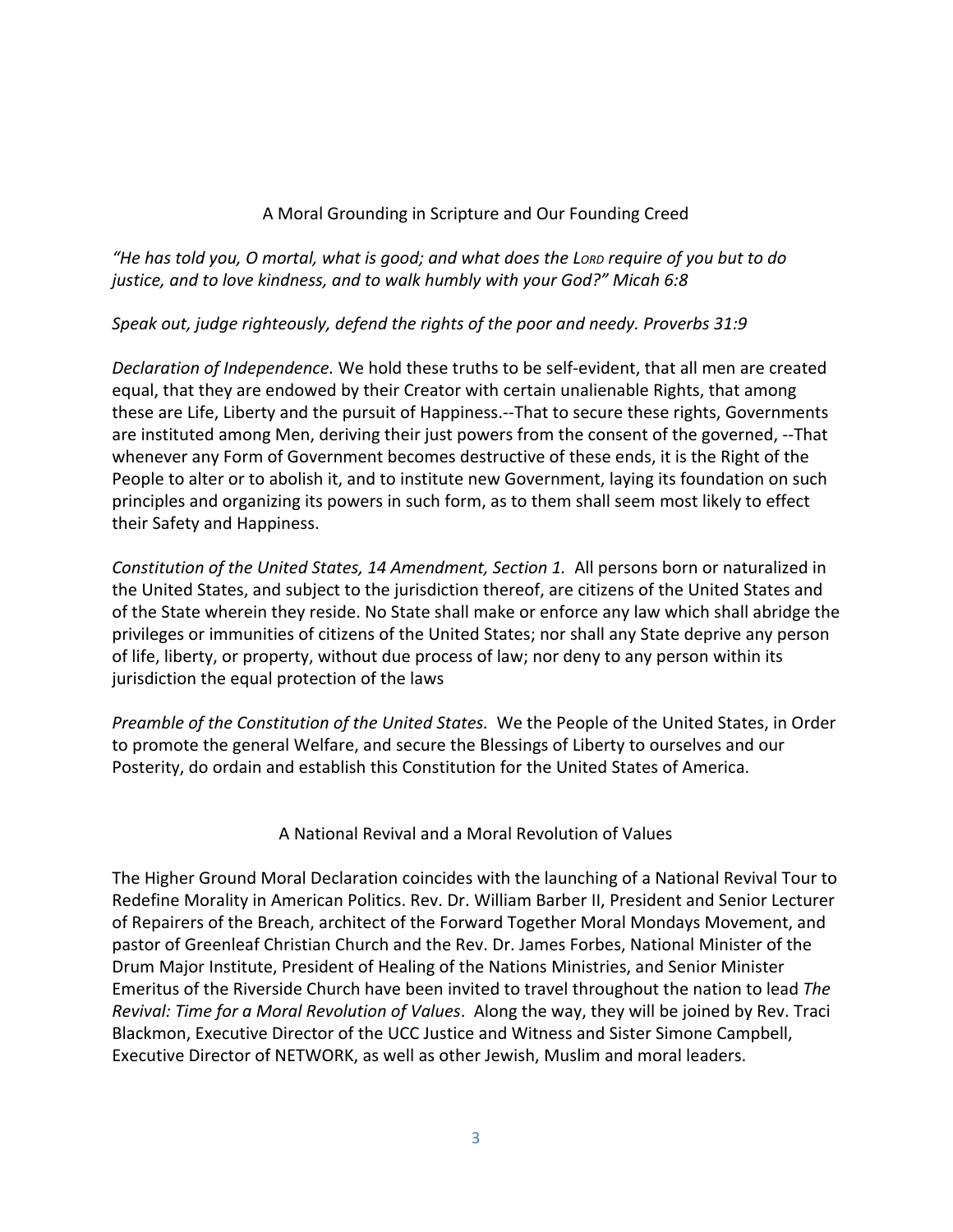## A Moral Grounding in Scripture and Our Founding Creed

*"He has told you, O mortal, what is good; and what does the LORD require of you but to do justice, and to love kindness, and to walk humbly with your God?" Micah 6:8*

*Speak out, judge righteously, defend the rights of the poor and needy. Proverbs 31:9*

*Declaration of Independence.* We hold these truths to be self-evident, that all men are created equal, that they are endowed by their Creator with certain unalienable Rights, that among these are Life, Liberty and the pursuit of Happiness.--That to secure these rights, Governments are instituted among Men, deriving their just powers from the consent of the governed, --That whenever any Form of Government becomes destructive of these ends, it is the Right of the People to alter or to abolish it, and to institute new Government, laying its foundation on such principles and organizing its powers in such form, as to them shall seem most likely to effect their Safety and Happiness.

*Constitution of the United States, 14 Amendment, Section 1.* All persons born or naturalized in the United States, and subject to the jurisdiction thereof, are citizens of the United States and of the State wherein they reside. No State shall make or enforce any law which shall abridge the privileges or immunities of citizens of the United States; nor shall any State deprive any person of life, liberty, or property, without due process of law; nor deny to any person within its jurisdiction the equal protection of the laws

*Preamble of the Constitution of the United States.* We the People of the United States, in Order to promote the general Welfare, and secure the Blessings of Liberty to ourselves and our Posterity, do ordain and establish this Constitution for the United States of America.

## A National Revival and a Moral Revolution of Values

The Higher Ground Moral Declaration coincides with the launching of a National Revival Tour to Redefine Morality in American Politics. Rev. Dr. William Barber II, President and Senior Lecturer of Repairers of the Breach, architect of the Forward Together Moral Mondays Movement, and pastor of Greenleaf Christian Church and the Rev. Dr. James Forbes, National Minister of the Drum Major Institute, President of Healing of the Nations Ministries, and Senior Minister Emeritus of the Riverside Church have been invited to travel throughout the nation to lead *The Revival: Time for a Moral Revolution of Values*. Along the way, they will be joined by Rev. Traci Blackmon, Executive Director of the UCC Justice and Witness and Sister Simone Campbell, Executive Director of NETWORK, as well as other Jewish, Muslim and moral leaders.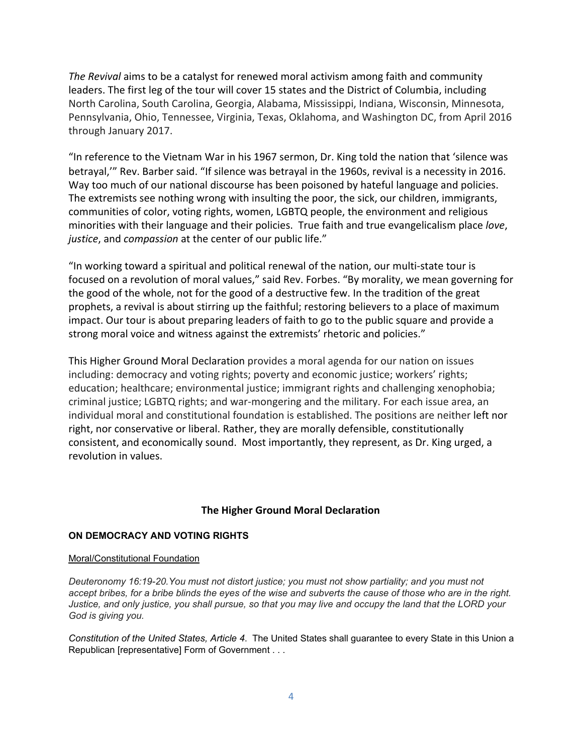*The Revival* aims to be a catalyst for renewed moral activism among faith and community leaders. The first leg of the tour will cover 15 states and the District of Columbia, including North Carolina, South Carolina, Georgia, Alabama, Mississippi, Indiana, Wisconsin, Minnesota, Pennsylvania, Ohio, Tennessee, Virginia, Texas, Oklahoma, and Washington DC, from April 2016 through January 2017.

"In reference to the Vietnam War in his 1967 sermon, Dr. King told the nation that 'silence was betrayal,'" Rev. Barber said. "If silence was betrayal in the 1960s, revival is a necessity in 2016. Way too much of our national discourse has been poisoned by hateful language and policies. The extremists see nothing wrong with insulting the poor, the sick, our children, immigrants, communities of color, voting rights, women, LGBTQ people, the environment and religious minorities with their language and their policies. True faith and true evangelicalism place *love*, *justice*, and *compassion* at the center of our public life."

"In working toward a spiritual and political renewal of the nation, our multi-state tour is focused on a revolution of moral values," said Rev. Forbes. "By morality, we mean governing for the good of the whole, not for the good of a destructive few. In the tradition of the great prophets, a revival is about stirring up the faithful; restoring believers to a place of maximum impact. Our tour is about preparing leaders of faith to go to the public square and provide a strong moral voice and witness against the extremists' rhetoric and policies."

This Higher Ground Moral Declaration provides a moral agenda for our nation on issues including: democracy and voting rights; poverty and economic justice; workers' rights; education; healthcare; environmental justice; immigrant rights and challenging xenophobia; criminal justice; LGBTQ rights; and war-mongering and the military. For each issue area, an individual moral and constitutional foundation is established. The positions are neither left nor right, nor conservative or liberal. Rather, they are morally defensible, constitutionally consistent, and economically sound. Most importantly, they represent, as Dr. King urged, a revolution in values.

## The Higher Ground Moral Declaration

### ON DEMOCRACY AND VOTING RIGHTS

Moral/Constitutional Foundation

*Deuteronomy 16:19-20.You must not distort justice; you must not show partiality; and you must not accept bribes, for a bribe blinds the eyes of the wise and subverts the cause of those who are in the right. Justice, and only justice, you shall pursue, so that you may live and occupy the land that the LORD your God is giving you.*

*Constitution of the United States, Article 4.* The United States shall guarantee to every State in this Union a Republican [representative] Form of Government . . .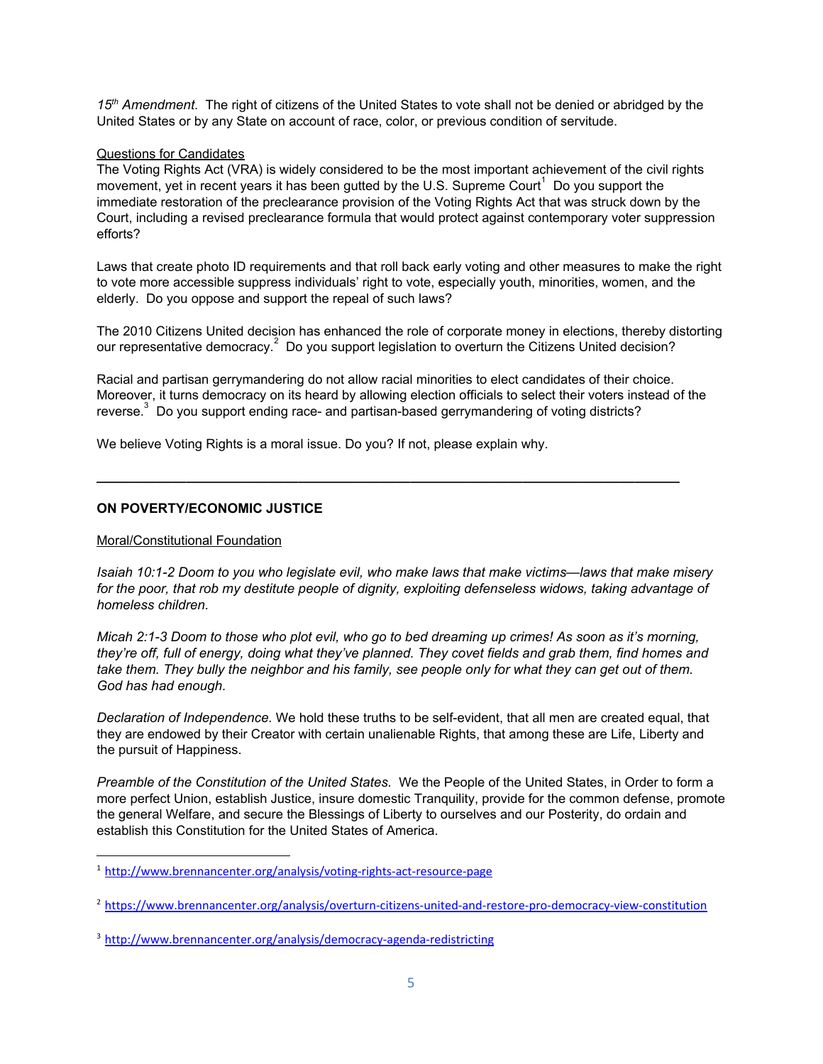*15th Amendment.* The right of citizens of the United States to vote shall not be denied or abridged by the United States or by any State on account of race, color, or previous condition of servitude.

Questions for Candidates

The Voting Rights Act (VRA) is widely considered to be the most important achievement of the civil rights movement, yet in recent years it has been gutted by the U.S. Supreme Court[1] Do you support the immediate restoration of the preclearance provision of the Voting Rights Act that was struck down by the Court, including a revised preclearance formula that would protect against contemporary voter suppression efforts?

Laws that create photo ID requirements and that roll back early voting and other measures to make the right to vote more accessible suppress individuals' right to vote, especially youth, minorities, women, and the elderly. Do you oppose and support the repeal of such laws?

The 2010 Citizens United decision has enhanced the role of corporate money in elections, thereby distorting our representative democracy.[2] Do you support legislation to overturn the Citizens United decision?

Racial and partisan gerrymandering do not allow racial minorities to elect candidates of their choice. Moreover, it turns democracy on its heard by allowing election officials to select their voters instead of the reverse.[3] Do you support ending race- and partisan-based gerrymandering of voting districts?

We believe Voting Rights is a moral issue. Do you? If not, please explain why.

---

## ON POVERTY/ECONOMIC JUSTICE

Moral/Constitutional Foundation

*Isaiah 10:1-2 Doom to you who legislate evil, who make laws that make victims—laws that make misery for the poor, that rob my destitute people of dignity, exploiting defenseless widows, taking advantage of homeless children.*

*Micah 2:1-3 Doom to those who plot evil, who go to bed dreaming up crimes! As soon as it's morning, they're off, full of energy, doing what they've planned. They covet fields and grab them, find homes and take them. They bully the neighbor and his family, see people only for what they can get out of them. God has had enough.*

*Declaration of Independence.* We hold these truths to be self-evident, that all men are created equal, that they are endowed by their Creator with certain unalienable Rights, that among these are Life, Liberty and the pursuit of Happiness.

*Preamble of the Constitution of the United States.* We the People of the United States, in Order to form a more perfect Union, establish Justice, insure domestic Tranquility, provide for the common defense, promote the general Welfare, and secure the Blessings of Liberty to ourselves and our Posterity, do ordain and establish this Constitution for the United States of America.

---

[1] http://www.brennancenter.org/analysis/voting-rights-act-resource-page

[2] https://www.brennancenter.org/analysis/overturn-citizens-united-and-restore-pro-democracy-view-constitution

[3] http://www.brennancenter.org/analysis/democracy-agenda-redistricting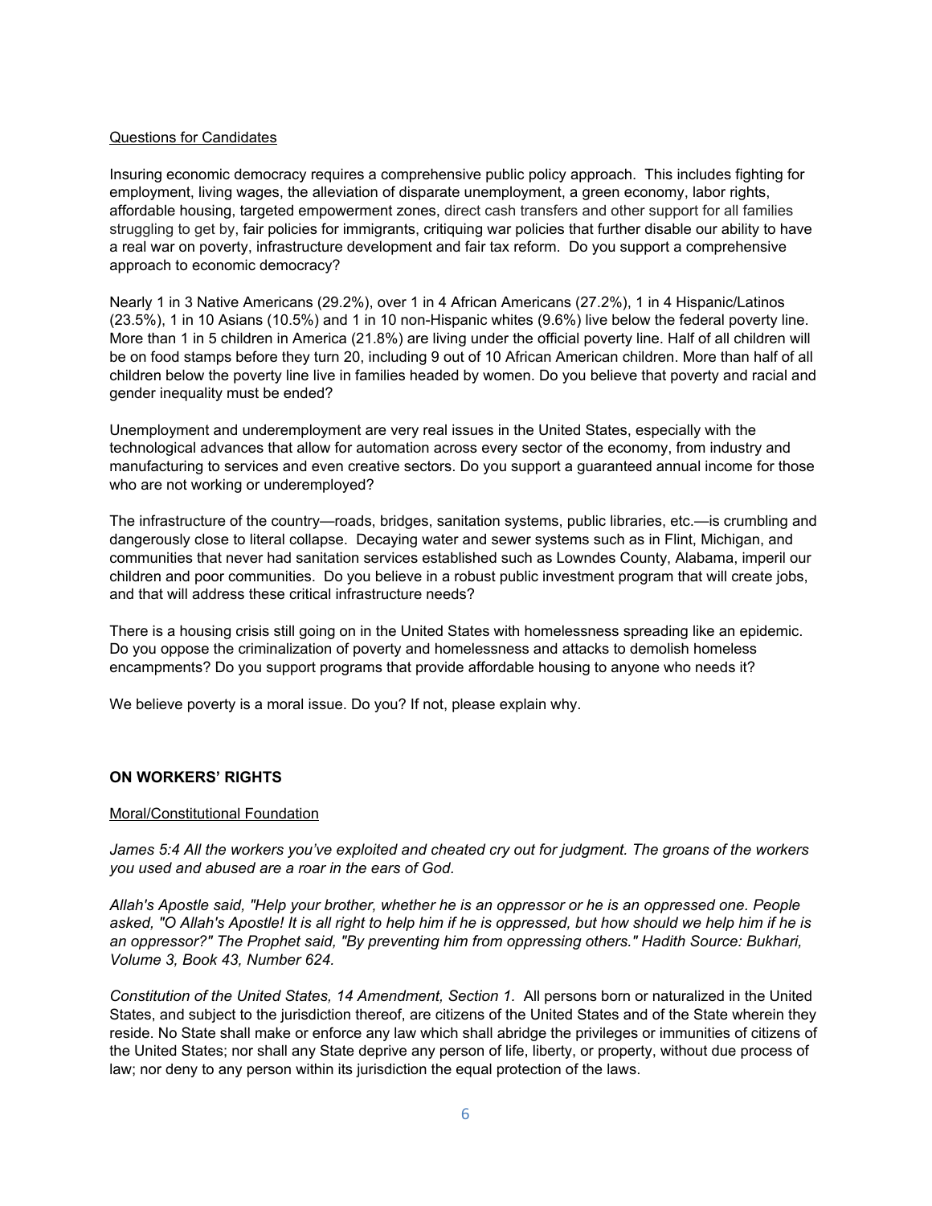Questions for Candidates

Insuring economic democracy requires a comprehensive public policy approach. This includes fighting for employment, living wages, the alleviation of disparate unemployment, a green economy, labor rights, affordable housing, targeted empowerment zones, direct cash transfers and other support for all families struggling to get by, fair policies for immigrants, critiquing war policies that further disable our ability to have a real war on poverty, infrastructure development and fair tax reform. Do you support a comprehensive approach to economic democracy?

Nearly 1 in 3 Native Americans (29.2%), over 1 in 4 African Americans (27.2%), 1 in 4 Hispanic/Latinos (23.5%), 1 in 10 Asians (10.5%) and 1 in 10 non-Hispanic whites (9.6%) live below the federal poverty line. More than 1 in 5 children in America (21.8%) are living under the official poverty line. Half of all children will be on food stamps before they turn 20, including 9 out of 10 African American children. More than half of all children below the poverty line live in families headed by women. Do you believe that poverty and racial and gender inequality must be ended?

Unemployment and underemployment are very real issues in the United States, especially with the technological advances that allow for automation across every sector of the economy, from industry and manufacturing to services and even creative sectors. Do you support a guaranteed annual income for those who are not working or underemployed?

The infrastructure of the country—roads, bridges, sanitation systems, public libraries, etc.—is crumbling and dangerously close to literal collapse. Decaying water and sewer systems such as in Flint, Michigan, and communities that never had sanitation services established such as Lowndes County, Alabama, imperil our children and poor communities. Do you believe in a robust public investment program that will create jobs, and that will address these critical infrastructure needs?

There is a housing crisis still going on in the United States with homelessness spreading like an epidemic. Do you oppose the criminalization of poverty and homelessness and attacks to demolish homeless encampments? Do you support programs that provide affordable housing to anyone who needs it?

We believe poverty is a moral issue. Do you? If not, please explain why.

## ON WORKERS' RIGHTS

Moral/Constitutional Foundation

*James 5:4 All the workers you've exploited and cheated cry out for judgment. The groans of the workers you used and abused are a roar in the ears of God.*

*Allah's Apostle said, "Help your brother, whether he is an oppressor or he is an oppressed one. People asked, "O Allah's Apostle! It is all right to help him if he is oppressed, but how should we help him if he is an oppressor?" The Prophet said, "By preventing him from oppressing others." Hadith Source: Bukhari, Volume 3, Book 43, Number 624.*

*Constitution of the United States, 14 Amendment, Section 1.* All persons born or naturalized in the United States, and subject to the jurisdiction thereof, are citizens of the United States and of the State wherein they reside. No State shall make or enforce any law which shall abridge the privileges or immunities of citizens of the United States; nor shall any State deprive any person of life, liberty, or property, without due process of law; nor deny to any person within its jurisdiction the equal protection of the laws.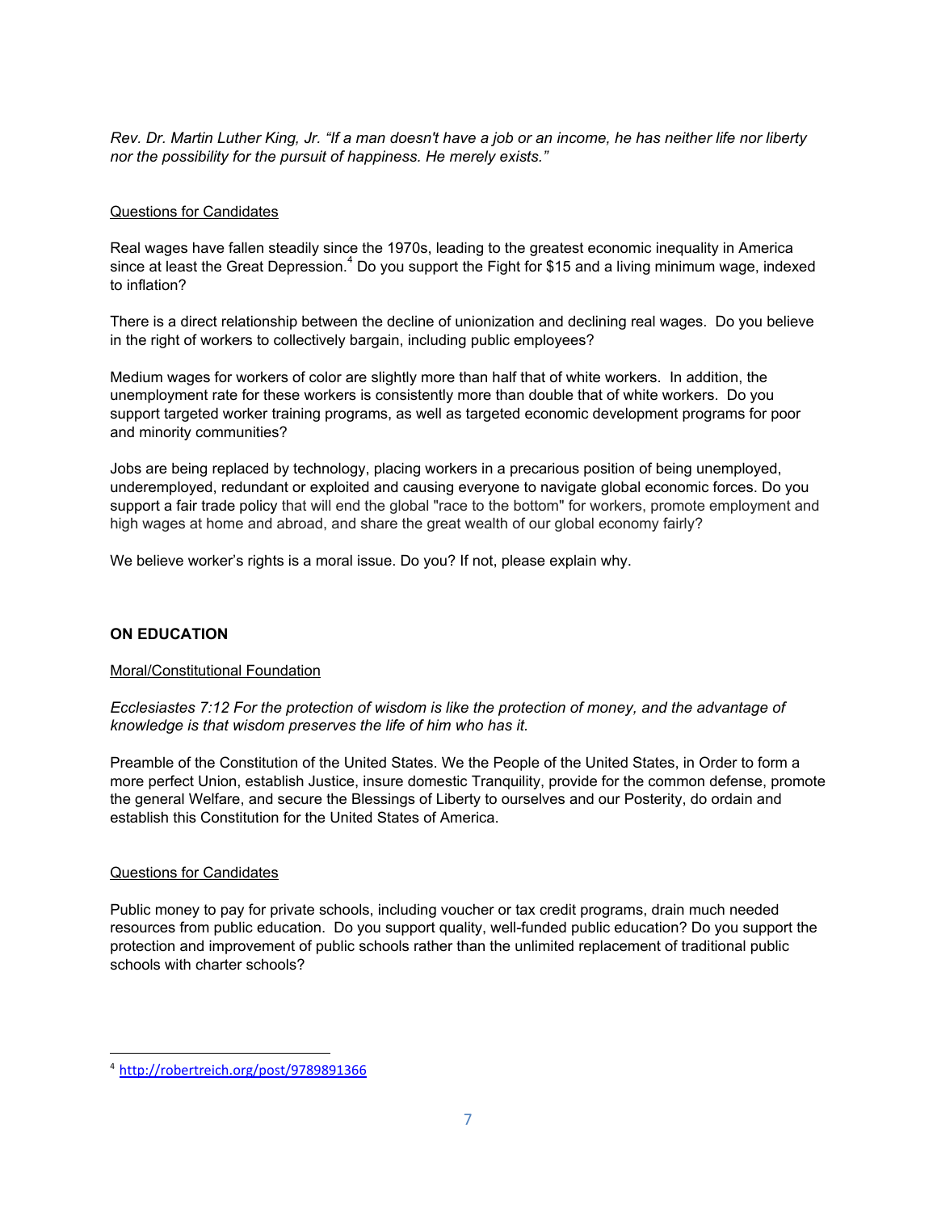*Rev. Dr. Martin Luther King, Jr. "If a man doesn't have a job or an income, he has neither life nor liberty nor the possibility for the pursuit of happiness. He merely exists."*

<u>Questions for Candidates</u>

Real wages have fallen steadily since the 1970s, leading to the greatest economic inequality in America since at least the Great Depression.[4] Do you support the Fight for $15 and a living minimum wage, indexed to inflation?

There is a direct relationship between the decline of unionization and declining real wages. Do you believe in the right of workers to collectively bargain, including public employees?

Medium wages for workers of color are slightly more than half that of white workers. In addition, the unemployment rate for these workers is consistently more than double that of white workers. Do you support targeted worker training programs, as well as targeted economic development programs for poor and minority communities?

Jobs are being replaced by technology, placing workers in a precarious position of being unemployed, underemployed, redundant or exploited and causing everyone to navigate global economic forces. Do you support a fair trade policy that will end the global "race to the bottom" for workers, promote employment and high wages at home and abroad, and share the great wealth of our global economy fairly?

We believe worker's rights is a moral issue. Do you? If not, please explain why.

## ON EDUCATION

<u>Moral/Constitutional Foundation</u>

*Ecclesiastes 7:12 For the protection of wisdom is like the protection of money, and the advantage of knowledge is that wisdom preserves the life of him who has it.*

Preamble of the Constitution of the United States. We the People of the United States, in Order to form a more perfect Union, establish Justice, insure domestic Tranquility, provide for the common defense, promote the general Welfare, and secure the Blessings of Liberty to ourselves and our Posterity, do ordain and establish this Constitution for the United States of America.

<u>Questions for Candidates</u>

Public money to pay for private schools, including voucher or tax credit programs, drain much needed resources from public education. Do you support quality, well-funded public education? Do you support the protection and improvement of public schools rather than the unlimited replacement of traditional public schools with charter schools?

---

[4] http://robertreich.org/post/9789891366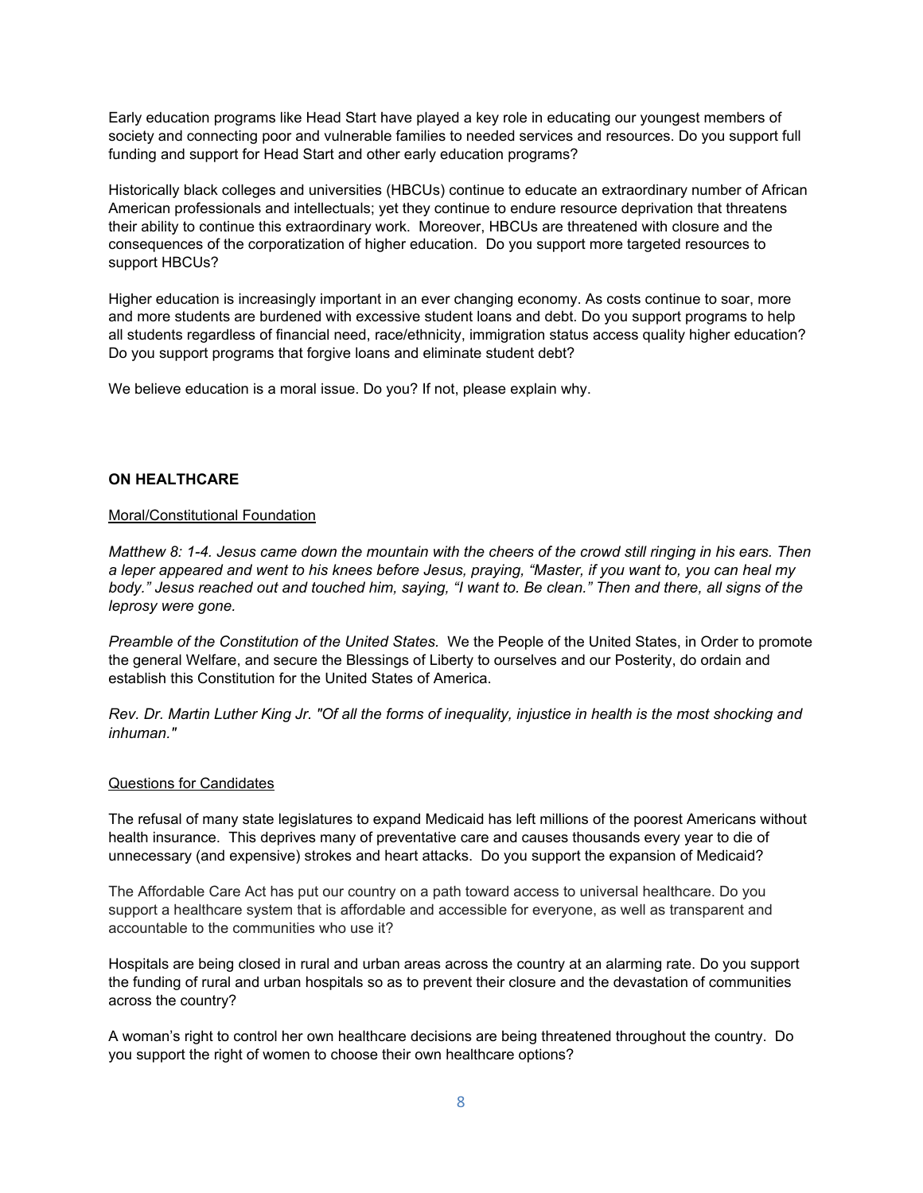Early education programs like Head Start have played a key role in educating our youngest members of society and connecting poor and vulnerable families to needed services and resources. Do you support full funding and support for Head Start and other early education programs?

Historically black colleges and universities (HBCUs) continue to educate an extraordinary number of African American professionals and intellectuals; yet they continue to endure resource deprivation that threatens their ability to continue this extraordinary work. Moreover, HBCUs are threatened with closure and the consequences of the corporatization of higher education. Do you support more targeted resources to support HBCUs?

Higher education is increasingly important in an ever changing economy. As costs continue to soar, more and more students are burdened with excessive student loans and debt. Do you support programs to help all students regardless of financial need, race/ethnicity, immigration status access quality higher education? Do you support programs that forgive loans and eliminate student debt?

We believe education is a moral issue. Do you? If not, please explain why.

## ON HEALTHCARE

<u>Moral/Constitutional Foundation</u>

*Matthew 8: 1-4. Jesus came down the mountain with the cheers of the crowd still ringing in his ears. Then a leper appeared and went to his knees before Jesus, praying, "Master, if you want to, you can heal my body." Jesus reached out and touched him, saying, "I want to. Be clean." Then and there, all signs of the leprosy were gone.*

*Preamble of the Constitution of the United States.* We the People of the United States, in Order to promote the general Welfare, and secure the Blessings of Liberty to ourselves and our Posterity, do ordain and establish this Constitution for the United States of America.

*Rev. Dr. Martin Luther King Jr. "Of all the forms of inequality, injustice in health is the most shocking and inhuman."*

<u>Questions for Candidates</u>

The refusal of many state legislatures to expand Medicaid has left millions of the poorest Americans without health insurance. This deprives many of preventative care and causes thousands every year to die of unnecessary (and expensive) strokes and heart attacks. Do you support the expansion of Medicaid?

The Affordable Care Act has put our country on a path toward access to universal healthcare. Do you support a healthcare system that is affordable and accessible for everyone, as well as transparent and accountable to the communities who use it?

Hospitals are being closed in rural and urban areas across the country at an alarming rate. Do you support the funding of rural and urban hospitals so as to prevent their closure and the devastation of communities across the country?

A woman's right to control her own healthcare decisions are being threatened throughout the country. Do you support the right of women to choose their own healthcare options?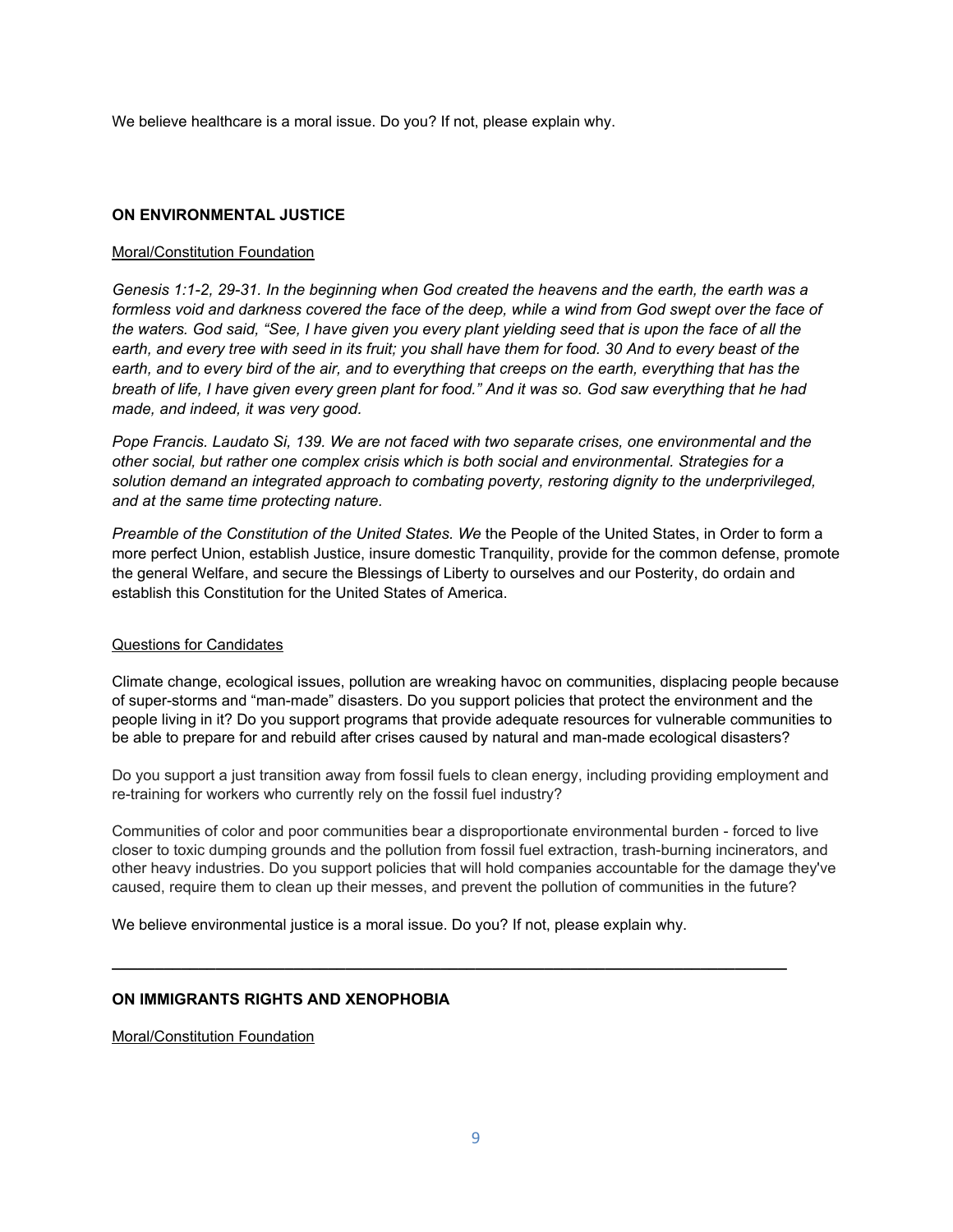We believe healthcare is a moral issue. Do you? If not, please explain why.

## ON ENVIRONMENTAL JUSTICE

Moral/Constitution Foundation

*Genesis 1:1-2, 29-31. In the beginning when God created the heavens and the earth, the earth was a formless void and darkness covered the face of the deep, while a wind from God swept over the face of the waters. God said, "See, I have given you every plant yielding seed that is upon the face of all the earth, and every tree with seed in its fruit; you shall have them for food. 30 And to every beast of the earth, and to every bird of the air, and to everything that creeps on the earth, everything that has the breath of life, I have given every green plant for food." And it was so. God saw everything that he had made, and indeed, it was very good.*

*Pope Francis. Laudato Si, 139. We are not faced with two separate crises, one environmental and the other social, but rather one complex crisis which is both social and environmental. Strategies for a solution demand an integrated approach to combating poverty, restoring dignity to the underprivileged, and at the same time protecting nature.*

*Preamble of the Constitution of the United States. We* the People of the United States, in Order to form a more perfect Union, establish Justice, insure domestic Tranquility, provide for the common defense, promote the general Welfare, and secure the Blessings of Liberty to ourselves and our Posterity, do ordain and establish this Constitution for the United States of America.

Questions for Candidates

Climate change, ecological issues, pollution are wreaking havoc on communities, displacing people because of super-storms and "man-made" disasters. Do you support policies that protect the environment and the people living in it? Do you support programs that provide adequate resources for vulnerable communities to be able to prepare for and rebuild after crises caused by natural and man-made ecological disasters?

Do you support a just transition away from fossil fuels to clean energy, including providing employment and re-training for workers who currently rely on the fossil fuel industry?

Communities of color and poor communities bear a disproportionate environmental burden - forced to live closer to toxic dumping grounds and the pollution from fossil fuel extraction, trash-burning incinerators, and other heavy industries. Do you support policies that will hold companies accountable for the damage they've caused, require them to clean up their messes, and prevent the pollution of communities in the future?

We believe environmental justice is a moral issue. Do you? If not, please explain why.

---

## ON IMMIGRANTS RIGHTS AND XENOPHOBIA

Moral/Constitution Foundation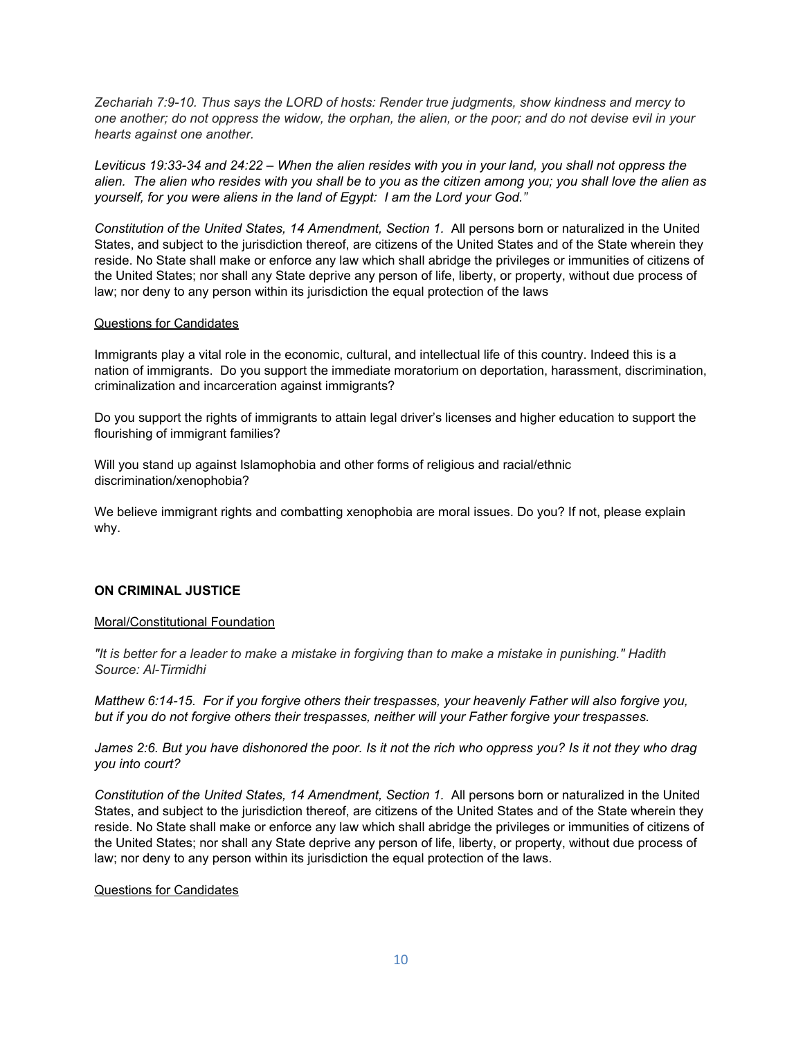*Zechariah 7:9-10. Thus says the LORD of hosts: Render true judgments, show kindness and mercy to one another; do not oppress the widow, the orphan, the alien, or the poor; and do not devise evil in your hearts against one another.*

*Leviticus 19:33-34 and 24:22 – When the alien resides with you in your land, you shall not oppress the alien. The alien who resides with you shall be to you as the citizen among you; you shall love the alien as yourself, for you were aliens in the land of Egypt: I am the Lord your God."*

*Constitution of the United States, 14 Amendment, Section 1.* All persons born or naturalized in the United States, and subject to the jurisdiction thereof, are citizens of the United States and of the State wherein they reside. No State shall make or enforce any law which shall abridge the privileges or immunities of citizens of the United States; nor shall any State deprive any person of life, liberty, or property, without due process of law; nor deny to any person within its jurisdiction the equal protection of the laws

<u>Questions for Candidates</u>

Immigrants play a vital role in the economic, cultural, and intellectual life of this country. Indeed this is a nation of immigrants. Do you support the immediate moratorium on deportation, harassment, discrimination, criminalization and incarceration against immigrants?

Do you support the rights of immigrants to attain legal driver's licenses and higher education to support the flourishing of immigrant families?

Will you stand up against Islamophobia and other forms of religious and racial/ethnic discrimination/xenophobia?

We believe immigrant rights and combatting xenophobia are moral issues. Do you? If not, please explain why.

## ON CRIMINAL JUSTICE

<u>Moral/Constitutional Foundation</u>

*"It is better for a leader to make a mistake in forgiving than to make a mistake in punishing." Hadith Source: Al-Tirmidhi*

*Matthew 6:14-15. For if you forgive others their trespasses, your heavenly Father will also forgive you, but if you do not forgive others their trespasses, neither will your Father forgive your trespasses.*

*James 2:6. But you have dishonored the poor. Is it not the rich who oppress you? Is it not they who drag you into court?*

*Constitution of the United States, 14 Amendment, Section 1.* All persons born or naturalized in the United States, and subject to the jurisdiction thereof, are citizens of the United States and of the State wherein they reside. No State shall make or enforce any law which shall abridge the privileges or immunities of citizens of the United States; nor shall any State deprive any person of life, liberty, or property, without due process of law; nor deny to any person within its jurisdiction the equal protection of the laws.

<u>Questions for Candidates</u>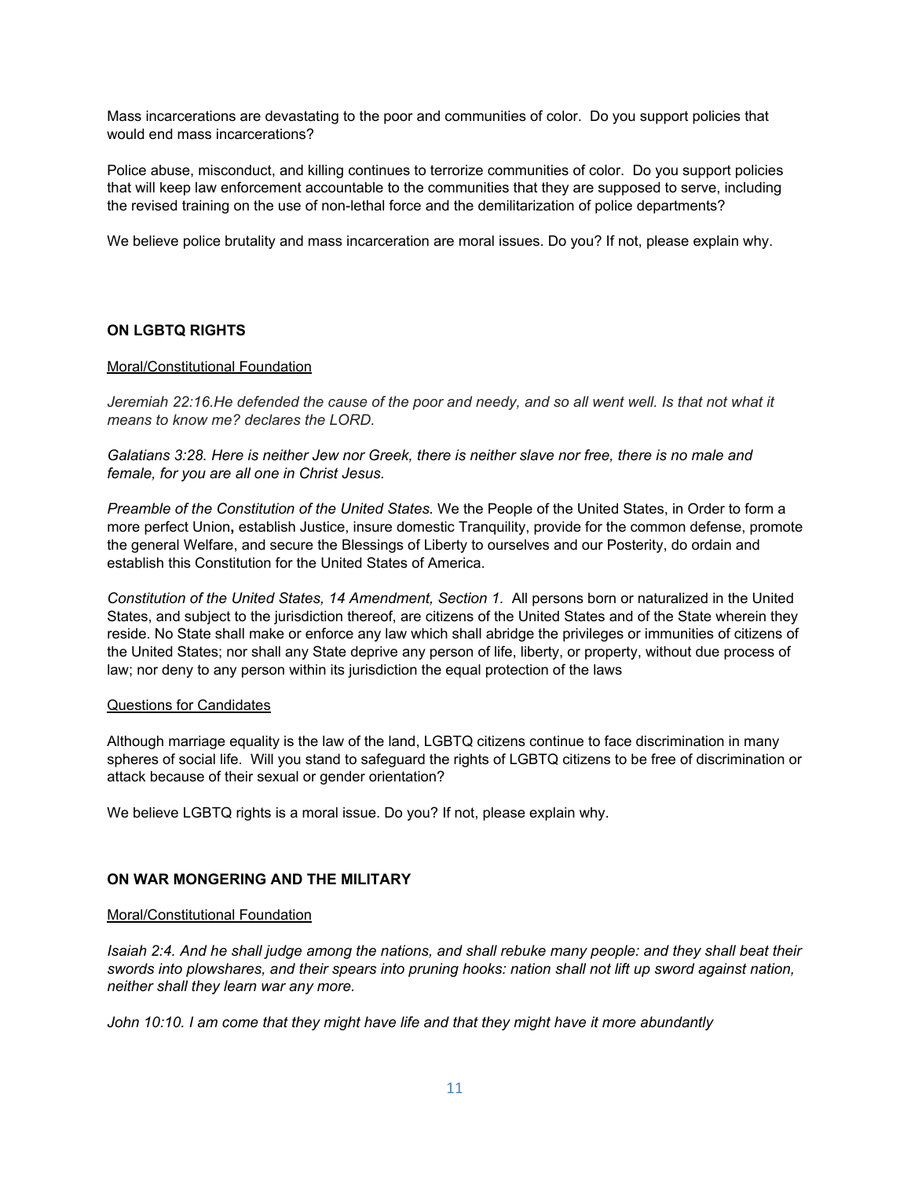Mass incarcerations are devastating to the poor and communities of color. Do you support policies that would end mass incarcerations?

Police abuse, misconduct, and killing continues to terrorize communities of color. Do you support policies that will keep law enforcement accountable to the communities that they are supposed to serve, including the revised training on the use of non-lethal force and the demilitarization of police departments?

We believe police brutality and mass incarceration are moral issues. Do you? If not, please explain why.

## ON LGBTQ RIGHTS

Moral/Constitutional Foundation

*Jeremiah 22:16.He defended the cause of the poor and needy, and so all went well. Is that not what it means to know me? declares the LORD.*

*Galatians 3:28. Here is neither Jew nor Greek, there is neither slave nor free, there is no male and female, for you are all one in Christ Jesus.*

*Preamble of the Constitution of the United States.* We the People of the United States, in Order to form a more perfect Union**,** establish Justice, insure domestic Tranquility, provide for the common defense, promote the general Welfare, and secure the Blessings of Liberty to ourselves and our Posterity, do ordain and establish this Constitution for the United States of America.

*Constitution of the United States, 14 Amendment, Section 1.* All persons born or naturalized in the United States, and subject to the jurisdiction thereof, are citizens of the United States and of the State wherein they reside. No State shall make or enforce any law which shall abridge the privileges or immunities of citizens of the United States; nor shall any State deprive any person of life, liberty, or property, without due process of law; nor deny to any person within its jurisdiction the equal protection of the laws

Questions for Candidates

Although marriage equality is the law of the land, LGBTQ citizens continue to face discrimination in many spheres of social life. Will you stand to safeguard the rights of LGBTQ citizens to be free of discrimination or attack because of their sexual or gender orientation?

We believe LGBTQ rights is a moral issue. Do you? If not, please explain why.

## ON WAR MONGERING AND THE MILITARY

Moral/Constitutional Foundation

*Isaiah 2:4. And he shall judge among the nations, and shall rebuke many people: and they shall beat their swords into plowshares, and their spears into pruning hooks: nation shall not lift up sword against nation, neither shall they learn war any more.*

*John 10:10. I am come that they might have life and that they might have it more abundantly*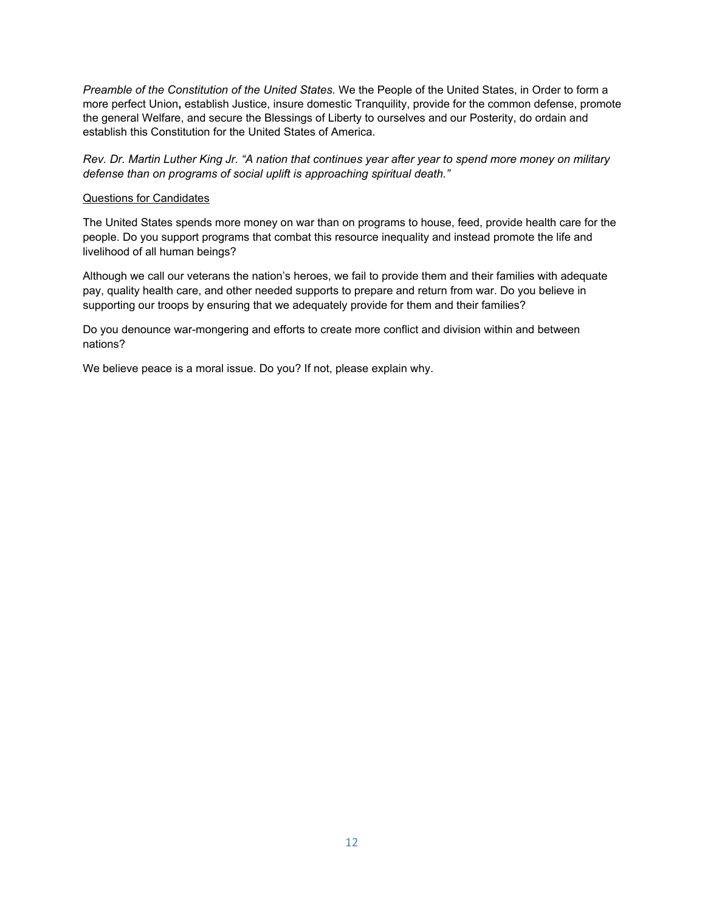*Preamble of the Constitution of the United States.* We the People of the United States, in Order to form a more perfect Union**,** establish Justice, insure domestic Tranquility, provide for the common defense, promote the general Welfare, and secure the Blessings of Liberty to ourselves and our Posterity, do ordain and establish this Constitution for the United States of America.

*Rev. Dr. Martin Luther King Jr. "A nation that continues year after year to spend more money on military defense than on programs of social uplift is approaching spiritual death."*

<u>Questions for Candidates</u>

The United States spends more money on war than on programs to house, feed, provide health care for the people. Do you support programs that combat this resource inequality and instead promote the life and livelihood of all human beings?

Although we call our veterans the nation's heroes, we fail to provide them and their families with adequate pay, quality health care, and other needed supports to prepare and return from war. Do you believe in supporting our troops by ensuring that we adequately provide for them and their families?

Do you denounce war-mongering and efforts to create more conflict and division within and between nations?

We believe peace is a moral issue. Do you? If not, please explain why.